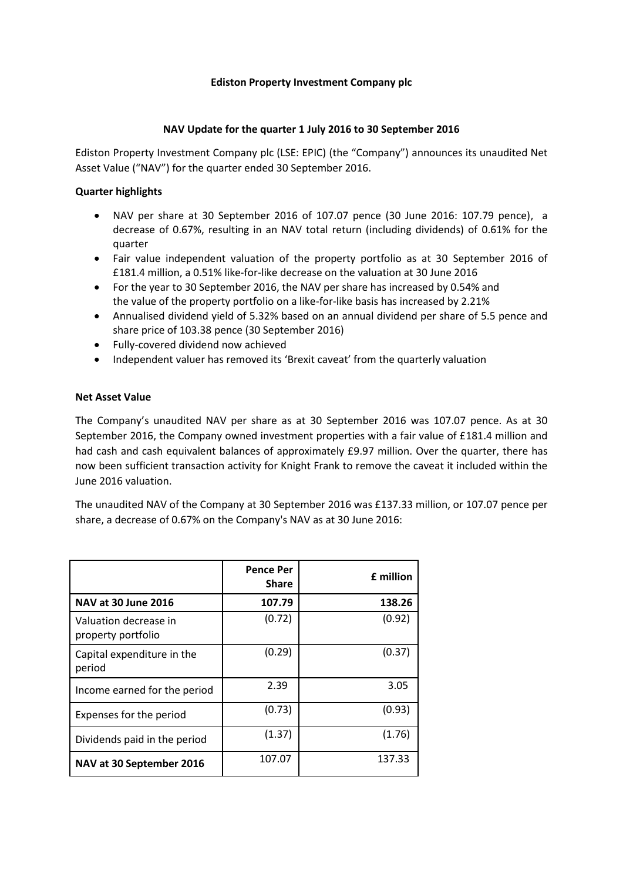**Ediston Property Investment Company plc**

**NAV Update for the quarter 1 July 2016 to 30 September 2016**

Ediston Property Investment Company plc (LSE: EPIC) (the "Company") announces its unaudited Net Asset Value ("NAV") for the quarter ended 30 September 2016.

**Quarter highlights**

- NAV per share at 30 September 2016 of 107.07 pence (30 June 2016: 107.79 pence), a decrease of 0.67%, resulting in an NAV total return (including dividends) of 0.61% for the quarter
- Fair value independent valuation of the property portfolio as at 30 September 2016 of £181.4 million, a 0.51% like-for-like decrease on the valuation at 30 June 2016
- For the year to 30 September 2016, the NAV per share has increased by 0.54% and the value of the property portfolio on a like-for-like basis has increased by 2.21%
- Annualised dividend yield of 5.32% based on an annual dividend per share of 5.5 pence and share price of 103.38 pence (30 September 2016)
- Fully-covered dividend now achieved
- Independent valuer has removed its 'Brexit caveat' from the quarterly valuation

**Net Asset Value**

The Company's unaudited NAV per share as at 30 September 2016 was 107.07 pence. As at 30 September 2016, the Company owned investment properties with a fair value of £181.4 million and had cash and cash equivalent balances of approximately £9.97 million. Over the quarter, there has now been sufficient transaction activity for Knight Frank to remove the caveat it included within the June 2016 valuation.

The unaudited NAV of the Company at 30 September 2016 was £137.33 million, or 107.07 pence per share, a decrease of 0.67% on the Company's NAV as at 30 June 2016:

| | **Pence Per Share** | **£ million** |
|---|---|---|
| **NAV at 30 June 2016** | **107.79** | **138.26** |
| Valuation decrease in property portfolio | (0.72) | (0.92) |
| Capital expenditure in the period | (0.29) | (0.37) |
| Income earned for the period | 2.39 | 3.05 |
| Expenses for the period | (0.73) | (0.93) |
| Dividends paid in the period | (1.37) | (1.76) |
| **NAV at 30 September 2016** | 107.07 | 137.33 |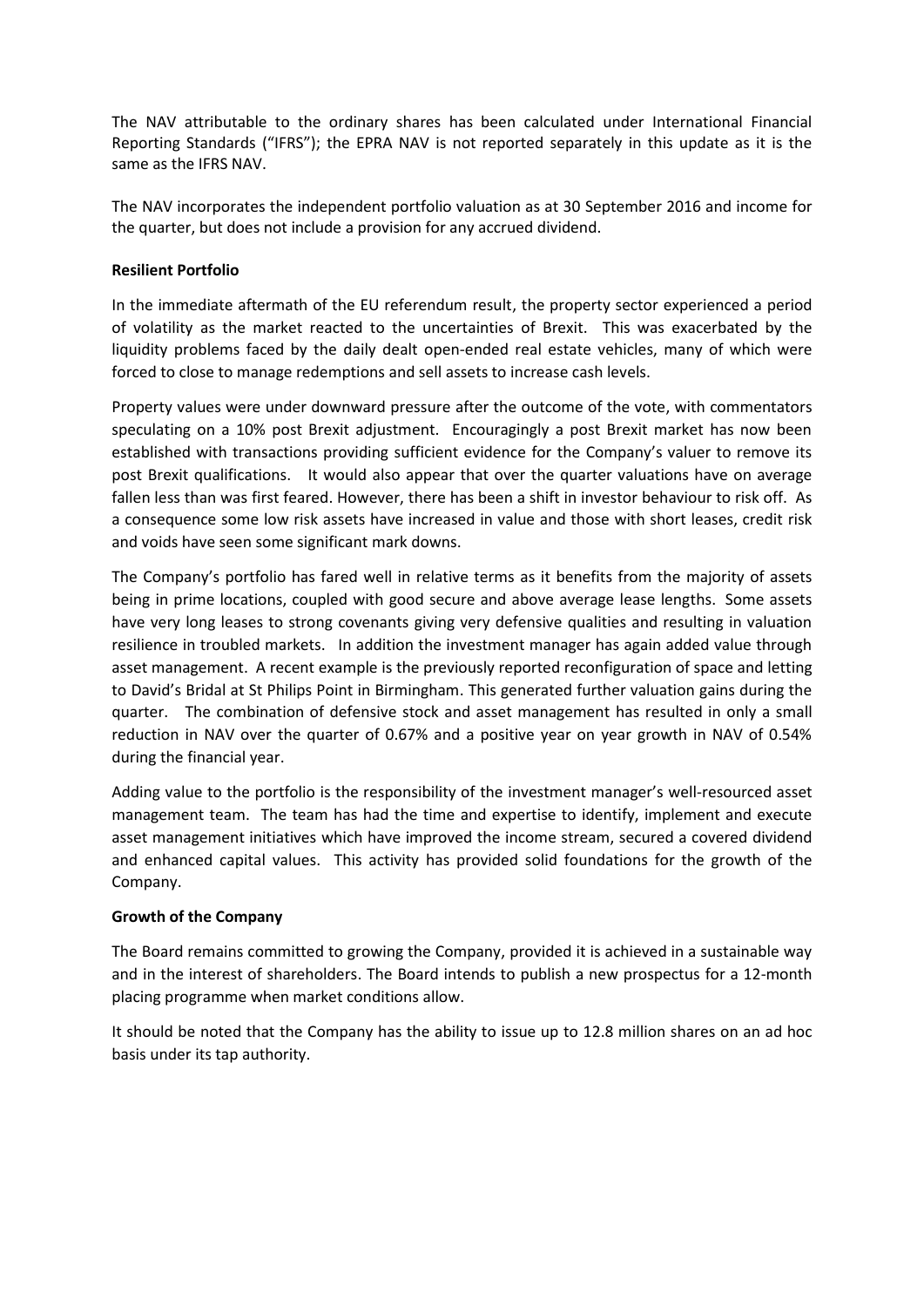The NAV attributable to the ordinary shares has been calculated under International Financial Reporting Standards ("IFRS"); the EPRA NAV is not reported separately in this update as it is the same as the IFRS NAV.

The NAV incorporates the independent portfolio valuation as at 30 September 2016 and income for the quarter, but does not include a provision for any accrued dividend.

**Resilient Portfolio**

In the immediate aftermath of the EU referendum result, the property sector experienced a period of volatility as the market reacted to the uncertainties of Brexit. This was exacerbated by the liquidity problems faced by the daily dealt open-ended real estate vehicles, many of which were forced to close to manage redemptions and sell assets to increase cash levels.

Property values were under downward pressure after the outcome of the vote, with commentators speculating on a 10% post Brexit adjustment. Encouragingly a post Brexit market has now been established with transactions providing sufficient evidence for the Company's valuer to remove its post Brexit qualifications. It would also appear that over the quarter valuations have on average fallen less than was first feared. However, there has been a shift in investor behaviour to risk off. As a consequence some low risk assets have increased in value and those with short leases, credit risk and voids have seen some significant mark downs.

The Company's portfolio has fared well in relative terms as it benefits from the majority of assets being in prime locations, coupled with good secure and above average lease lengths. Some assets have very long leases to strong covenants giving very defensive qualities and resulting in valuation resilience in troubled markets. In addition the investment manager has again added value through asset management. A recent example is the previously reported reconfiguration of space and letting to David's Bridal at St Philips Point in Birmingham. This generated further valuation gains during the quarter. The combination of defensive stock and asset management has resulted in only a small reduction in NAV over the quarter of 0.67% and a positive year on year growth in NAV of 0.54% during the financial year.

Adding value to the portfolio is the responsibility of the investment manager's well-resourced asset management team. The team has had the time and expertise to identify, implement and execute asset management initiatives which have improved the income stream, secured a covered dividend and enhanced capital values. This activity has provided solid foundations for the growth of the Company.

**Growth of the Company**

The Board remains committed to growing the Company, provided it is achieved in a sustainable way and in the interest of shareholders. The Board intends to publish a new prospectus for a 12-month placing programme when market conditions allow.

It should be noted that the Company has the ability to issue up to 12.8 million shares on an ad hoc basis under its tap authority.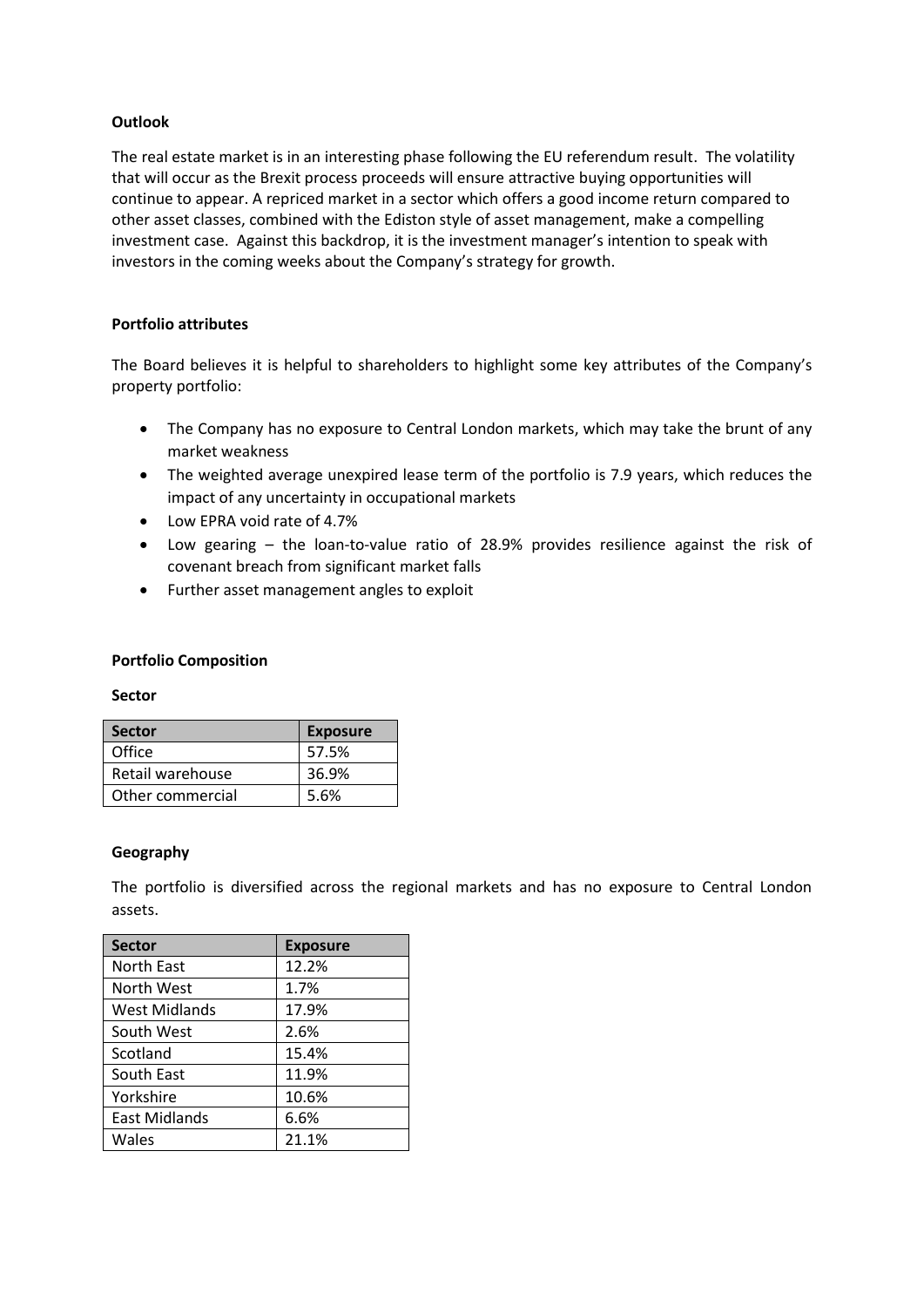**Outlook**

The real estate market is in an interesting phase following the EU referendum result. The volatility that will occur as the Brexit process proceeds will ensure attractive buying opportunities will continue to appear. A repriced market in a sector which offers a good income return compared to other asset classes, combined with the Ediston style of asset management, make a compelling investment case. Against this backdrop, it is the investment manager's intention to speak with investors in the coming weeks about the Company's strategy for growth.

**Portfolio attributes**

The Board believes it is helpful to shareholders to highlight some key attributes of the Company's property portfolio:

- The Company has no exposure to Central London markets, which may take the brunt of any market weakness
- The weighted average unexpired lease term of the portfolio is 7.9 years, which reduces the impact of any uncertainty in occupational markets
- Low EPRA void rate of 4.7%
- Low gearing – the loan-to-value ratio of 28.9% provides resilience against the risk of covenant breach from significant market falls
- Further asset management angles to exploit

**Portfolio Composition**

**Sector**

| Sector | Exposure |
| --- | --- |
| Office | 57.5% |
| Retail warehouse | 36.9% |
| Other commercial | 5.6% |

**Geography**

The portfolio is diversified across the regional markets and has no exposure to Central London assets.

| Sector | Exposure |
| --- | --- |
| North East | 12.2% |
| North West | 1.7% |
| West Midlands | 17.9% |
| South West | 2.6% |
| Scotland | 15.4% |
| South East | 11.9% |
| Yorkshire | 10.6% |
| East Midlands | 6.6% |
| Wales | 21.1% |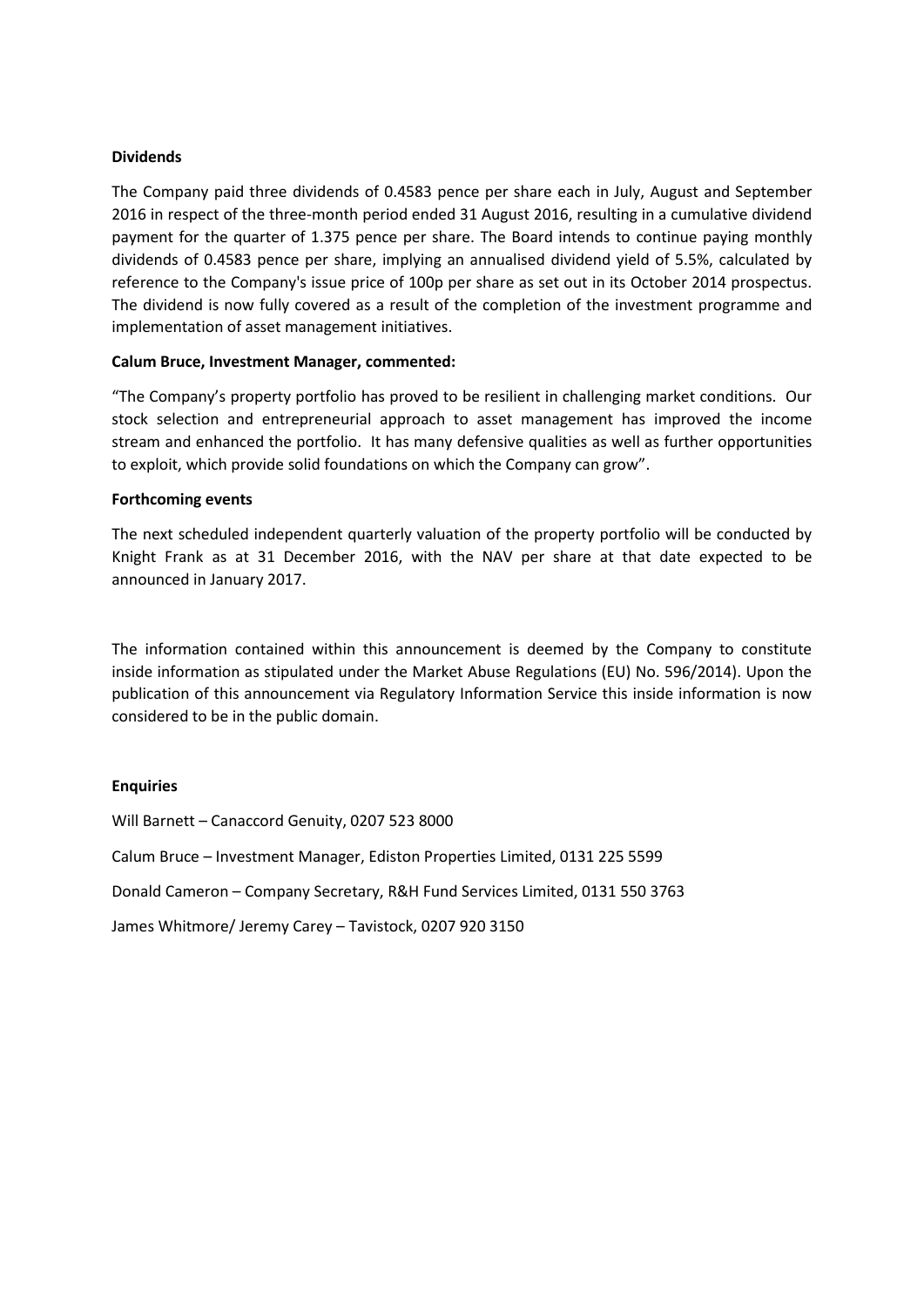**Dividends**

The Company paid three dividends of 0.4583 pence per share each in July, August and September 2016 in respect of the three-month period ended 31 August 2016, resulting in a cumulative dividend payment for the quarter of 1.375 pence per share. The Board intends to continue paying monthly dividends of 0.4583 pence per share, implying an annualised dividend yield of 5.5%, calculated by reference to the Company's issue price of 100p per share as set out in its October 2014 prospectus. The dividend is now fully covered as a result of the completion of the investment programme and implementation of asset management initiatives.

**Calum Bruce, Investment Manager, commented:**

"The Company's property portfolio has proved to be resilient in challenging market conditions. Our stock selection and entrepreneurial approach to asset management has improved the income stream and enhanced the portfolio. It has many defensive qualities as well as further opportunities to exploit, which provide solid foundations on which the Company can grow".

**Forthcoming events**

The next scheduled independent quarterly valuation of the property portfolio will be conducted by Knight Frank as at 31 December 2016, with the NAV per share at that date expected to be announced in January 2017.

The information contained within this announcement is deemed by the Company to constitute inside information as stipulated under the Market Abuse Regulations (EU) No. 596/2014). Upon the publication of this announcement via Regulatory Information Service this inside information is now considered to be in the public domain.

**Enquiries**

Will Barnett – Canaccord Genuity, 0207 523 8000

Calum Bruce – Investment Manager, Ediston Properties Limited, 0131 225 5599

Donald Cameron – Company Secretary, R&H Fund Services Limited, 0131 550 3763

James Whitmore/ Jeremy Carey – Tavistock, 0207 920 3150